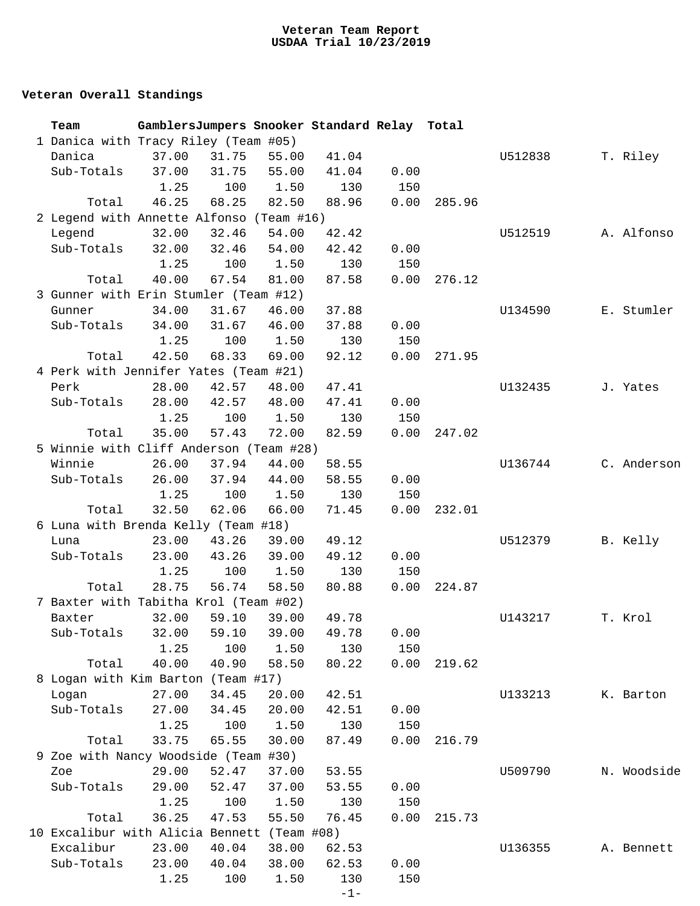# Veteran Team Report
## USDAA Trial 10/23/2019

### Veteran Overall Standings

| | Team | Gamblers | Jumpers | Snooker | Standard | Relay | Total | | |
|---|---|---|---|---|---|---|---|---|---|
| 1 | Danica with Tracy Riley (Team #05) | | | | | | | | |
| | Danica | 37.00 | 31.75 | 55.00 | 41.04 | | | U512838 | T. Riley |
| | Sub-Totals | 37.00 | 31.75 | 55.00 | 41.04 | 0.00 | | | |
| | | 1.25 | 100 | 1.50 | 130 | 150 | | | |
| | Total | 46.25 | 68.25 | 82.50 | 88.96 | 0.00 | 285.96 | | |
| 2 | Legend with Annette Alfonso (Team #16) | | | | | | | | |
| | Legend | 32.00 | 32.46 | 54.00 | 42.42 | | | U512519 | A. Alfonso |
| | Sub-Totals | 32.00 | 32.46 | 54.00 | 42.42 | 0.00 | | | |
| | | 1.25 | 100 | 1.50 | 130 | 150 | | | |
| | Total | 40.00 | 67.54 | 81.00 | 87.58 | 0.00 | 276.12 | | |
| 3 | Gunner with Erin Stumler (Team #12) | | | | | | | | |
| | Gunner | 34.00 | 31.67 | 46.00 | 37.88 | | | U134590 | E. Stumler |
| | Sub-Totals | 34.00 | 31.67 | 46.00 | 37.88 | 0.00 | | | |
| | | 1.25 | 100 | 1.50 | 130 | 150 | | | |
| | Total | 42.50 | 68.33 | 69.00 | 92.12 | 0.00 | 271.95 | | |
| 4 | Perk with Jennifer Yates (Team #21) | | | | | | | | |
| | Perk | 28.00 | 42.57 | 48.00 | 47.41 | | | U132435 | J. Yates |
| | Sub-Totals | 28.00 | 42.57 | 48.00 | 47.41 | 0.00 | | | |
| | | 1.25 | 100 | 1.50 | 130 | 150 | | | |
| | Total | 35.00 | 57.43 | 72.00 | 82.59 | 0.00 | 247.02 | | |
| 5 | Winnie with Cliff Anderson (Team #28) | | | | | | | | |
| | Winnie | 26.00 | 37.94 | 44.00 | 58.55 | | | U136744 | C. Anderson |
| | Sub-Totals | 26.00 | 37.94 | 44.00 | 58.55 | 0.00 | | | |
| | | 1.25 | 100 | 1.50 | 130 | 150 | | | |
| | Total | 32.50 | 62.06 | 66.00 | 71.45 | 0.00 | 232.01 | | |
| 6 | Luna with Brenda Kelly (Team #18) | | | | | | | | |
| | Luna | 23.00 | 43.26 | 39.00 | 49.12 | | | U512379 | B. Kelly |
| | Sub-Totals | 23.00 | 43.26 | 39.00 | 49.12 | 0.00 | | | |
| | | 1.25 | 100 | 1.50 | 130 | 150 | | | |
| | Total | 28.75 | 56.74 | 58.50 | 80.88 | 0.00 | 224.87 | | |
| 7 | Baxter with Tabitha Krol (Team #02) | | | | | | | | |
| | Baxter | 32.00 | 59.10 | 39.00 | 49.78 | | | U143217 | T. Krol |
| | Sub-Totals | 32.00 | 59.10 | 39.00 | 49.78 | 0.00 | | | |
| | | 1.25 | 100 | 1.50 | 130 | 150 | | | |
| | Total | 40.00 | 40.90 | 58.50 | 80.22 | 0.00 | 219.62 | | |
| 8 | Logan with Kim Barton (Team #17) | | | | | | | | |
| | Logan | 27.00 | 34.45 | 20.00 | 42.51 | | | U133213 | K. Barton |
| | Sub-Totals | 27.00 | 34.45 | 20.00 | 42.51 | 0.00 | | | |
| | | 1.25 | 100 | 1.50 | 130 | 150 | | | |
| | Total | 33.75 | 65.55 | 30.00 | 87.49 | 0.00 | 216.79 | | |
| 9 | Zoe with Nancy Woodside (Team #30) | | | | | | | | |
| | Zoe | 29.00 | 52.47 | 37.00 | 53.55 | | | U509790 | N. Woodside |
| | Sub-Totals | 29.00 | 52.47 | 37.00 | 53.55 | 0.00 | | | |
| | | 1.25 | 100 | 1.50 | 130 | 150 | | | |
| | Total | 36.25 | 47.53 | 55.50 | 76.45 | 0.00 | 215.73 | | |
| 10 | Excalibur with Alicia Bennett (Team #08) | | | | | | | | |
| | Excalibur | 23.00 | 40.04 | 38.00 | 62.53 | | | U136355 | A. Bennett |
| | Sub-Totals | 23.00 | 40.04 | 38.00 | 62.53 | 0.00 | | | |
| | | 1.25 | 100 | 1.50 | 130 | 150 | | | |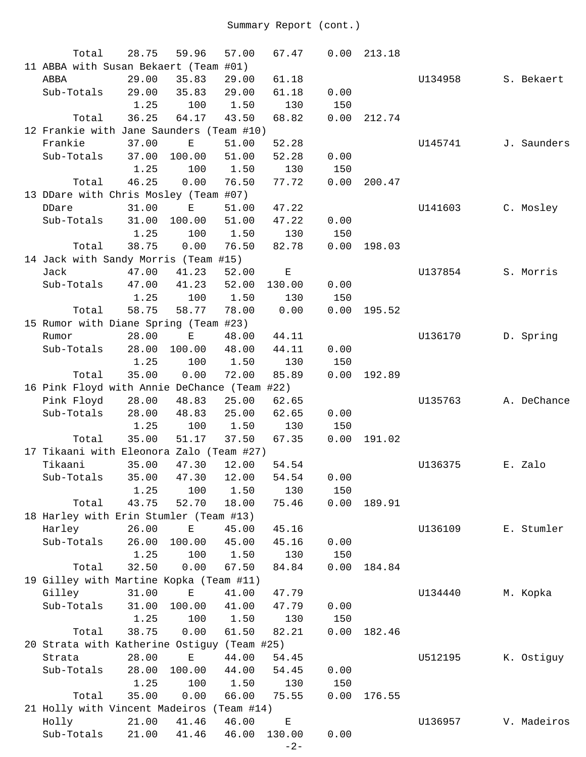Summary Report (cont.)

| | | | | | | | | |
|---|---|---|---|---|---|---|---|---|
| Total | 28.75 | 59.96 | 57.00 | 67.47 | 0.00 | 213.18 | | |
| 11 ABBA with Susan Bekaert (Team #01) | | | | | | | | |
| ABBA | 29.00 | 35.83 | 29.00 | 61.18 | | | U134958 | S. Bekaert |
| Sub-Totals | 29.00 | 35.83 | 29.00 | 61.18 | 0.00 | | | |
| | 1.25 | 100 | 1.50 | 130 | 150 | | | |
| Total | 36.25 | 64.17 | 43.50 | 68.82 | 0.00 | 212.74 | | |
| 12 Frankie with Jane Saunders (Team #10) | | | | | | | | |
| Frankie | 37.00 | E | 51.00 | 52.28 | | | U145741 | J. Saunders |
| Sub-Totals | 37.00 | 100.00 | 51.00 | 52.28 | 0.00 | | | |
| | 1.25 | 100 | 1.50 | 130 | 150 | | | |
| Total | 46.25 | 0.00 | 76.50 | 77.72 | 0.00 | 200.47 | | |
| 13 DDare with Chris Mosley (Team #07) | | | | | | | | |
| DDare | 31.00 | E | 51.00 | 47.22 | | | U141603 | C. Mosley |
| Sub-Totals | 31.00 | 100.00 | 51.00 | 47.22 | 0.00 | | | |
| | 1.25 | 100 | 1.50 | 130 | 150 | | | |
| Total | 38.75 | 0.00 | 76.50 | 82.78 | 0.00 | 198.03 | | |
| 14 Jack with Sandy Morris (Team #15) | | | | | | | | |
| Jack | 47.00 | 41.23 | 52.00 | E | | | U137854 | S. Morris |
| Sub-Totals | 47.00 | 41.23 | 52.00 | 130.00 | 0.00 | | | |
| | 1.25 | 100 | 1.50 | 130 | 150 | | | |
| Total | 58.75 | 58.77 | 78.00 | 0.00 | 0.00 | 195.52 | | |
| 15 Rumor with Diane Spring (Team #23) | | | | | | | | |
| Rumor | 28.00 | E | 48.00 | 44.11 | | | U136170 | D. Spring |
| Sub-Totals | 28.00 | 100.00 | 48.00 | 44.11 | 0.00 | | | |
| | 1.25 | 100 | 1.50 | 130 | 150 | | | |
| Total | 35.00 | 0.00 | 72.00 | 85.89 | 0.00 | 192.89 | | |
| 16 Pink Floyd with Annie DeChance (Team #22) | | | | | | | | |
| Pink Floyd | 28.00 | 48.83 | 25.00 | 62.65 | | | U135763 | A. DeChance |
| Sub-Totals | 28.00 | 48.83 | 25.00 | 62.65 | 0.00 | | | |
| | 1.25 | 100 | 1.50 | 130 | 150 | | | |
| Total | 35.00 | 51.17 | 37.50 | 67.35 | 0.00 | 191.02 | | |
| 17 Tikaani with Eleonora Zalo (Team #27) | | | | | | | | |
| Tikaani | 35.00 | 47.30 | 12.00 | 54.54 | | | U136375 | E. Zalo |
| Sub-Totals | 35.00 | 47.30 | 12.00 | 54.54 | 0.00 | | | |
| | 1.25 | 100 | 1.50 | 130 | 150 | | | |
| Total | 43.75 | 52.70 | 18.00 | 75.46 | 0.00 | 189.91 | | |
| 18 Harley with Erin Stumler (Team #13) | | | | | | | | |
| Harley | 26.00 | E | 45.00 | 45.16 | | | U136109 | E. Stumler |
| Sub-Totals | 26.00 | 100.00 | 45.00 | 45.16 | 0.00 | | | |
| | 1.25 | 100 | 1.50 | 130 | 150 | | | |
| Total | 32.50 | 0.00 | 67.50 | 84.84 | 0.00 | 184.84 | | |
| 19 Gilley with Martine Kopka (Team #11) | | | | | | | | |
| Gilley | 31.00 | E | 41.00 | 47.79 | | | U134440 | M. Kopka |
| Sub-Totals | 31.00 | 100.00 | 41.00 | 47.79 | 0.00 | | | |
| | 1.25 | 100 | 1.50 | 130 | 150 | | | |
| Total | 38.75 | 0.00 | 61.50 | 82.21 | 0.00 | 182.46 | | |
| 20 Strata with Katherine Ostiguy (Team #25) | | | | | | | | |
| Strata | 28.00 | E | 44.00 | 54.45 | | | U512195 | K. Ostiguy |
| Sub-Totals | 28.00 | 100.00 | 44.00 | 54.45 | 0.00 | | | |
| | 1.25 | 100 | 1.50 | 130 | 150 | | | |
| Total | 35.00 | 0.00 | 66.00 | 75.55 | 0.00 | 176.55 | | |
| 21 Holly with Vincent Madeiros (Team #14) | | | | | | | | |
| Holly | 21.00 | 41.46 | 46.00 | E | | | U136957 | V. Madeiros |
| Sub-Totals | 21.00 | 41.46 | 46.00 | 130.00 | 0.00 | | | |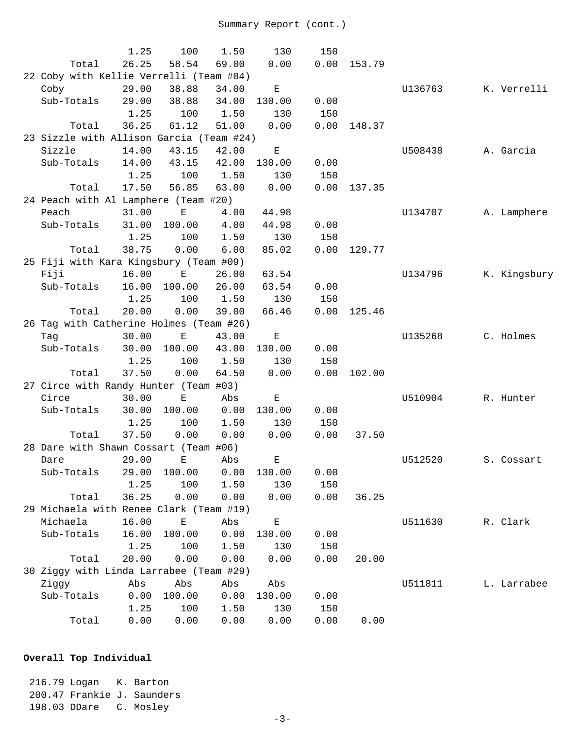## Summary Report (cont.)

| | | | | | | | | |
|---|---|---|---|---|---|---|---|---|
| | 1.25 | 100 | 1.50 | 130 | 150 | | | |
| Total | 26.25 | 58.54 | 69.00 | 0.00 | 0.00 | 153.79 | | |
| **22 Coby with Kellie Verrelli (Team #04)** | | | | | | | | |
| Coby | 29.00 | 38.88 | 34.00 | E | | | U136763 | K. Verrelli |
| Sub-Totals | 29.00 | 38.88 | 34.00 | 130.00 | 0.00 | | | |
| | 1.25 | 100 | 1.50 | 130 | 150 | | | |
| Total | 36.25 | 61.12 | 51.00 | 0.00 | 0.00 | 148.37 | | |
| **23 Sizzle with Allison Garcia (Team #24)** | | | | | | | | |
| Sizzle | 14.00 | 43.15 | 42.00 | E | | | U508438 | A. Garcia |
| Sub-Totals | 14.00 | 43.15 | 42.00 | 130.00 | 0.00 | | | |
| | 1.25 | 100 | 1.50 | 130 | 150 | | | |
| Total | 17.50 | 56.85 | 63.00 | 0.00 | 0.00 | 137.35 | | |
| **24 Peach with Al Lamphere (Team #20)** | | | | | | | | |
| Peach | 31.00 | E | 4.00 | 44.98 | | | U134707 | A. Lamphere |
| Sub-Totals | 31.00 | 100.00 | 4.00 | 44.98 | 0.00 | | | |
| | 1.25 | 100 | 1.50 | 130 | 150 | | | |
| Total | 38.75 | 0.00 | 6.00 | 85.02 | 0.00 | 129.77 | | |
| **25 Fiji with Kara Kingsbury (Team #09)** | | | | | | | | |
| Fiji | 16.00 | E | 26.00 | 63.54 | | | U134796 | K. Kingsbury |
| Sub-Totals | 16.00 | 100.00 | 26.00 | 63.54 | 0.00 | | | |
| | 1.25 | 100 | 1.50 | 130 | 150 | | | |
| Total | 20.00 | 0.00 | 39.00 | 66.46 | 0.00 | 125.46 | | |
| **26 Tag with Catherine Holmes (Team #26)** | | | | | | | | |
| Tag | 30.00 | E | 43.00 | E | | | U135268 | C. Holmes |
| Sub-Totals | 30.00 | 100.00 | 43.00 | 130.00 | 0.00 | | | |
| | 1.25 | 100 | 1.50 | 130 | 150 | | | |
| Total | 37.50 | 0.00 | 64.50 | 0.00 | 0.00 | 102.00 | | |
| **27 Circe with Randy Hunter (Team #03)** | | | | | | | | |
| Circe | 30.00 | E | Abs | E | | | U510904 | R. Hunter |
| Sub-Totals | 30.00 | 100.00 | 0.00 | 130.00 | 0.00 | | | |
| | 1.25 | 100 | 1.50 | 130 | 150 | | | |
| Total | 37.50 | 0.00 | 0.00 | 0.00 | 0.00 | 37.50 | | |
| **28 Dare with Shawn Cossart (Team #06)** | | | | | | | | |
| Dare | 29.00 | E | Abs | E | | | U512520 | S. Cossart |
| Sub-Totals | 29.00 | 100.00 | 0.00 | 130.00 | 0.00 | | | |
| | 1.25 | 100 | 1.50 | 130 | 150 | | | |
| Total | 36.25 | 0.00 | 0.00 | 0.00 | 0.00 | 36.25 | | |
| **29 Michaela with Renee Clark (Team #19)** | | | | | | | | |
| Michaela | 16.00 | E | Abs | E | | | U511630 | R. Clark |
| Sub-Totals | 16.00 | 100.00 | 0.00 | 130.00 | 0.00 | | | |
| | 1.25 | 100 | 1.50 | 130 | 150 | | | |
| Total | 20.00 | 0.00 | 0.00 | 0.00 | 0.00 | 20.00 | | |
| **30 Ziggy with Linda Larrabee (Team #29)** | | | | | | | | |
| Ziggy | Abs | Abs | Abs | Abs | | | U511811 | L. Larrabee |
| Sub-Totals | 0.00 | 100.00 | 0.00 | 130.00 | 0.00 | | | |
| | 1.25 | 100 | 1.50 | 130 | 150 | | | |
| Total | 0.00 | 0.00 | 0.00 | 0.00 | 0.00 | 0.00 | | |

**Overall Top Individual**

216.79 Logan K. Barton
200.47 Frankie J. Saunders
198.03 DDare C. Mosley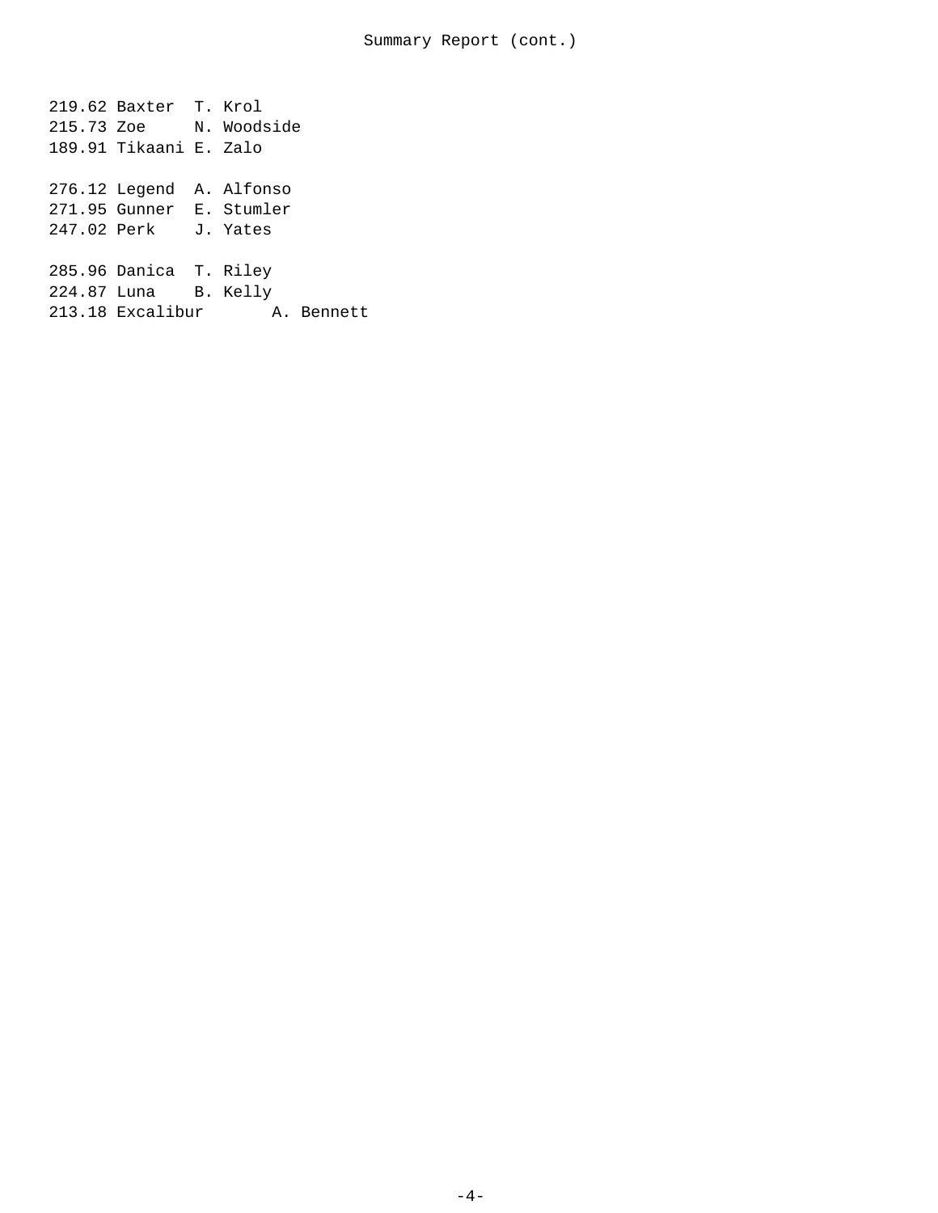Summary Report (cont.)

| | | |
|---|---|---|
| 219.62 | Baxter | T. Krol |
| 215.73 | Zoe | N. Woodside |
| 189.91 | Tikaani | E. Zalo |
| | | |
| 276.12 | Legend | A. Alfonso |
| 271.95 | Gunner | E. Stumler |
| 247.02 | Perk | J. Yates |
| | | |
| 285.96 | Danica | T. Riley |
| 224.87 | Luna | B. Kelly |
| 213.18 | Excalibur | A. Bennett |